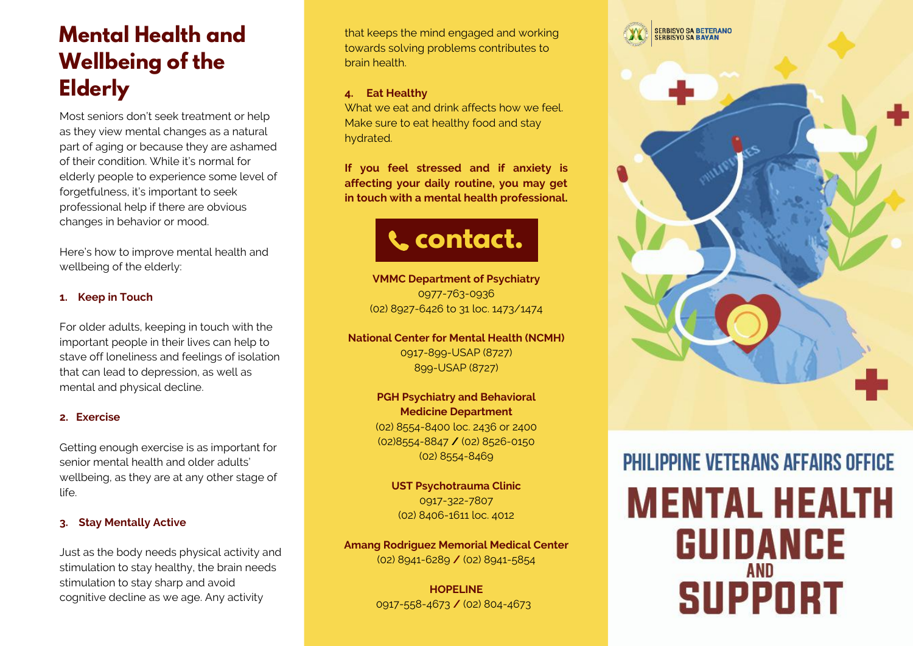# Mental Health and Wellbeing of the Elderly

Most seniors don't seek treatment or help as they view mental changes as a natural part of aging or because they are ashamed of their condition. While it's normal for elderly people to experience some level of forgetfulness, it's important to seek professional help if there are obvious changes in behavior or mood.

Here's how to improve mental health and wellbeing of the elderly:

**1. Keep in Touch**

For older adults, keeping in touch with the important people in their lives can help to stave off loneliness and feelings of isolation that can lead to depression, as well as mental and physical decline.

**2. Exercise**

Getting enough exercise is as important for senior mental health and older adults' wellbeing, as they are at any other stage of life.

**3. Stay Mentally Active**

Just as the body needs physical activity and stimulation to stay healthy, the brain needs stimulation to stay sharp and avoid cognitive decline as we age. Any activity that keeps the mind engaged and working towards solving problems contributes to brain health.

**4. Eat Healthy**

What we eat and drink affects how we feel. Make sure to eat healthy food and stay hydrated.

**If you feel stressed and if anxiety is affecting your daily routine, you may get in touch with a mental health professional.**

## contact.

**VMMC Department of Psychiatry**
0977-763-0936
(02) 8927-6426 to 31 loc. 1473/1474

**National Center for Mental Health (NCMH)**
0917-899-USAP (8727)
899-USAP (8727)

**PGH Psychiatry and Behavioral Medicine Department**
(02) 8554-8400 loc. 2436 or 2400
(02)8554-8847 / (02) 8526-0150
(02) 8554-8469

**UST Psychotrauma Clinic**
0917-322-7807
(02) 8406-1611 loc. 4012

**Amang Rodriguez Memorial Medical Center**
(02) 8941-6289 / (02) 8941-5854

**HOPELINE**
0917-558-4673 / (02) 804-4673

SERBISYO SA BETERANO
SERBISYO SA BAYAN

PHILIPPINE VETERANS AFFAIRS OFFICE

# MENTAL HEALTH GUIDANCE AND SUPPORT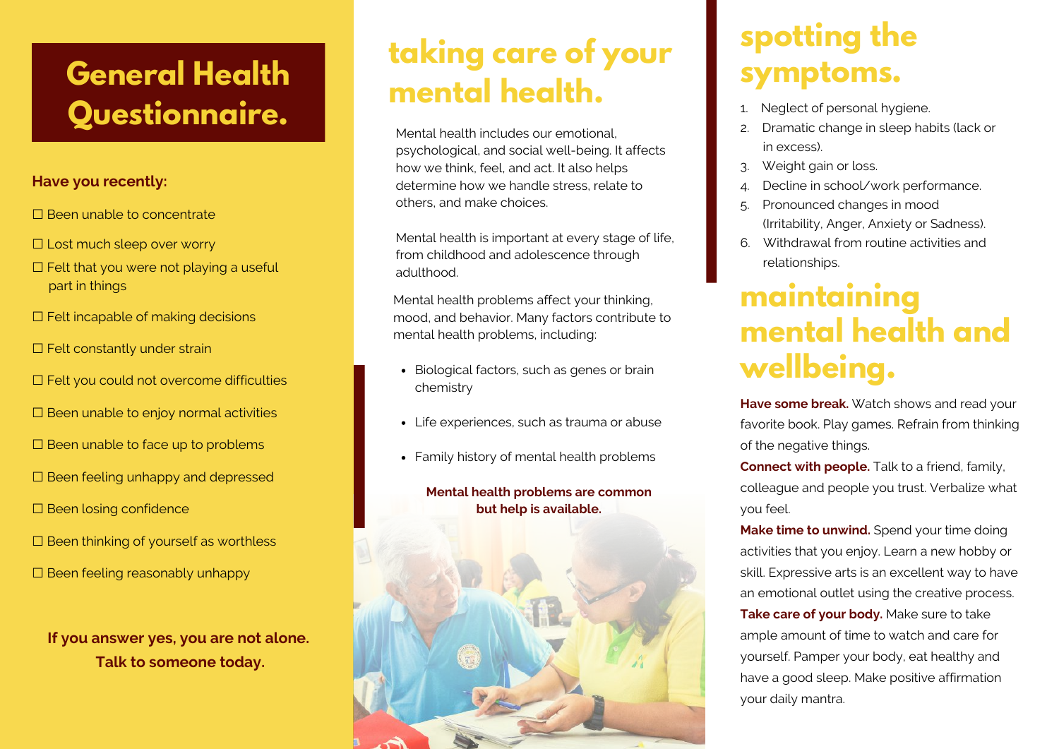# General Health Questionnaire.

**Have you recently:**

☐ Been unable to concentrate

☐ Lost much sleep over worry

☐ Felt that you were not playing a useful part in things

☐ Felt incapable of making decisions

☐ Felt constantly under strain

☐ Felt you could not overcome difficulties

☐ Been unable to enjoy normal activities

☐ Been unable to face up to problems

☐ Been feeling unhappy and depressed

☐ Been losing confidence

☐ Been thinking of yourself as worthless

☐ Been feeling reasonably unhappy

**If you answer yes, you are not alone. Talk to someone today.**

# taking care of your mental health.

Mental health includes our emotional, psychological, and social well-being. It affects how we think, feel, and act. It also helps determine how we handle stress, relate to others, and make choices.

Mental health is important at every stage of life, from childhood and adolescence through adulthood.

Mental health problems affect your thinking, mood, and behavior. Many factors contribute to mental health problems, including:

- Biological factors, such as genes or brain chemistry
- Life experiences, such as trauma or abuse
- Family history of mental health problems

**Mental health problems are common but help is available.**

# spotting the symptoms.

1. Neglect of personal hygiene.
2. Dramatic change in sleep habits (lack or in excess).
3. Weight gain or loss.
4. Decline in school/work performance.
5. Pronounced changes in mood (Irritability, Anger, Anxiety or Sadness).
6. Withdrawal from routine activities and relationships.

# maintaining mental health and wellbeing.

**Have some break.** Watch shows and read your favorite book. Play games. Refrain from thinking of the negative things.

**Connect with people.** Talk to a friend, family, colleague and people you trust. Verbalize what you feel.

**Make time to unwind.** Spend your time doing activities that you enjoy. Learn a new hobby or skill. Expressive arts is an excellent way to have an emotional outlet using the creative process.

**Take care of your body.** Make sure to take ample amount of time to watch and care for yourself. Pamper your body, eat healthy and have a good sleep. Make positive affirmation your daily mantra.